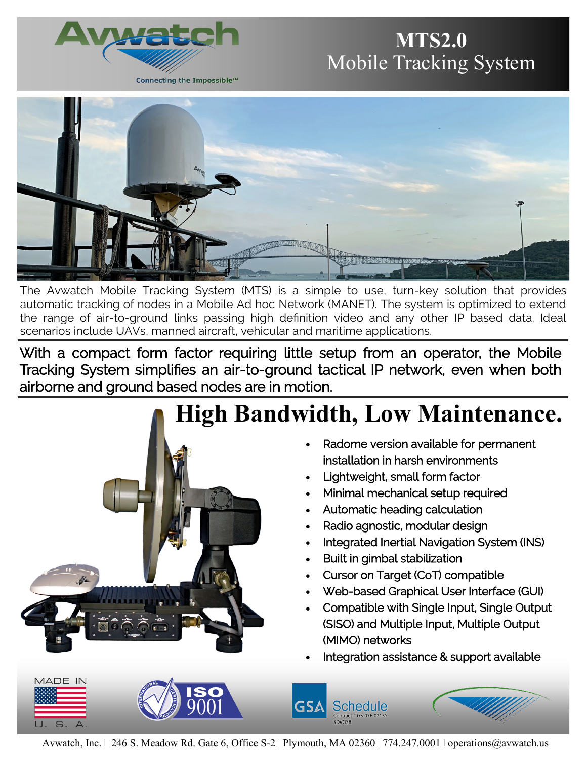# MTS2.0
## Mobile Tracking System

Avwatch

Connecting the Impossible™

The Avwatch Mobile Tracking System (MTS) is a simple to use, turn-key solution that provides automatic tracking of nodes in a Mobile Ad hoc Network (MANET). The system is optimized to extend the range of air-to-ground links passing high definition video and any other IP based data. Ideal scenarios include UAVs, manned aircraft, vehicular and maritime applications.

With a compact form factor requiring little setup from an operator, the Mobile Tracking System simplifies an air-to-ground tactical IP network, even when both airborne and ground based nodes are in motion.

## High Bandwidth, Low Maintenance.

- Radome version available for permanent installation in harsh environments
- Lightweight, small form factor
- Minimal mechanical setup required
- Automatic heading calculation
- Radio agnostic, modular design
- Integrated Inertial Navigation System (INS)
- Built in gimbal stabilization
- Cursor on Target (CoT) compatible
- Web-based Graphical User Interface (GUI)
- Compatible with Single Input, Single Output (SISO) and Multiple Input, Multiple Output (MIMO) networks
- Integration assistance & support available

MADE IN U. S. A.

ISO 9001

GSA Schedule Contract # GS-07F-0213Y SDVOSB

Avwatch, Inc. | 246 S. Meadow Rd. Gate 6, Office S-2 | Plymouth, MA 02360 | 774.247.0001 | operations@avwatch.us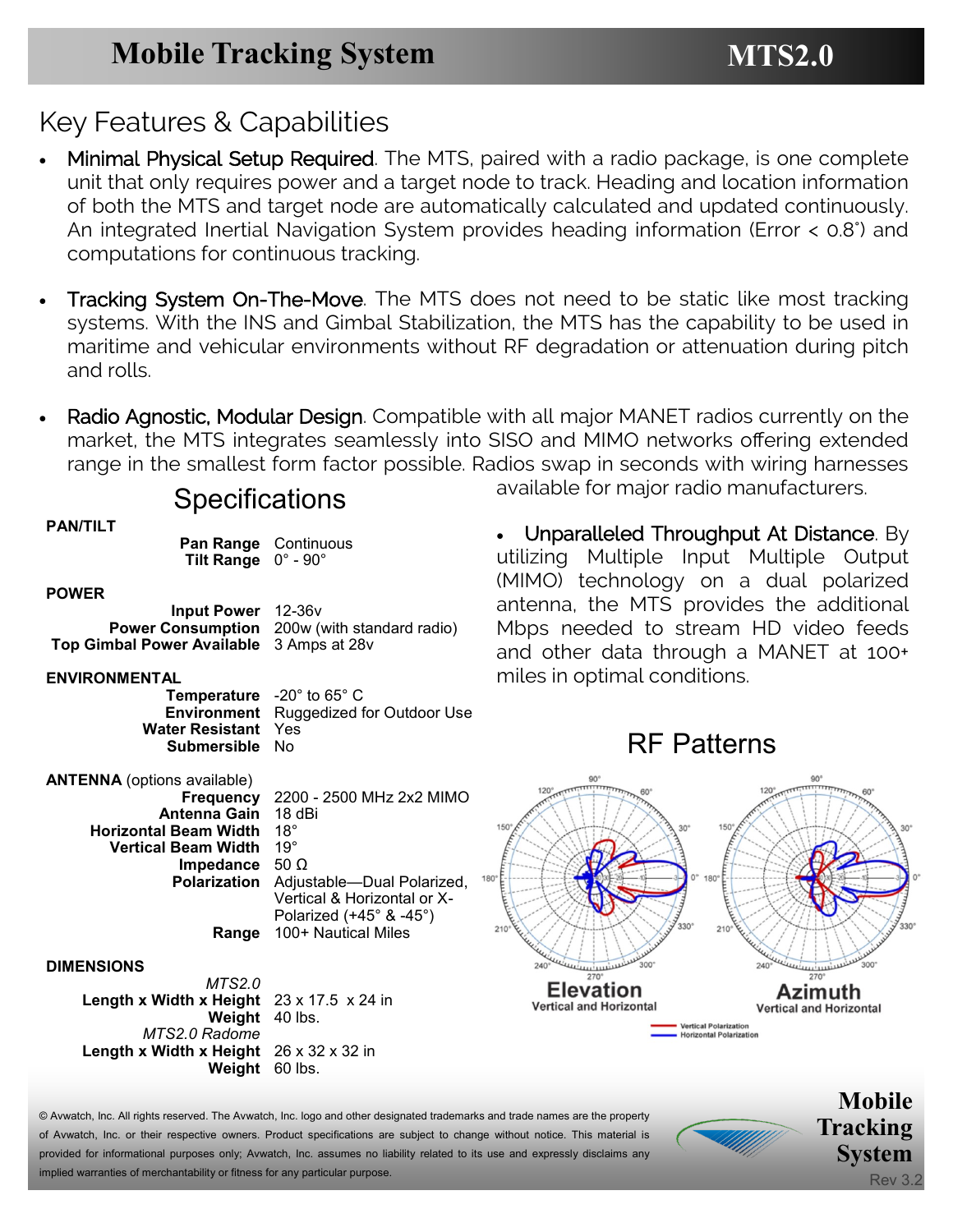# Mobile Tracking System MTS2.0

## Key Features & Capabilities

- Minimal Physical Setup Required. The MTS, paired with a radio package, is one complete unit that only requires power and a target node to track. Heading and location information of both the MTS and target node are automatically calculated and updated continuously. An integrated Inertial Navigation System provides heading information (Error < 0.8˚) and computations for continuous tracking.
- Tracking System On-The-Move. The MTS does not need to be static like most tracking systems. With the INS and Gimbal Stabilization, the MTS has the capability to be used in maritime and vehicular environments without RF degradation or attenuation during pitch and rolls.
- Radio Agnostic, Modular Design. Compatible with all major MANET radios currently on the market, the MTS integrates seamlessly into SISO and MIMO networks offering extended range in the smallest form factor possible. Radios swap in seconds with wiring harnesses available for major radio manufacturers.
- Unparalleled Throughput At Distance. By utilizing Multiple Input Multiple Output (MIMO) technology on a dual polarized antenna, the MTS provides the additional Mbps needed to stream HD video feeds and other data through a MANET at 100+ miles in optimal conditions.

## Specifications

**PAN/TILT**

| | |
|---|---|
| **Pan Range** | Continuous |
| **Tilt Range** | 0° - 90° |

**POWER**

| | |
|---|---|
| **Input Power** | 12-36v |
| **Power Consumption** | 200w (with standard radio) |
| **Top Gimbal Power Available** | 3 Amps at 28v |

**ENVIRONMENTAL**

| | |
|---|---|
| **Temperature** | -20° to 65° C |
| **Environment** | Ruggedized for Outdoor Use |
| **Water Resistant** | Yes |
| **Submersible** | No |

**ANTENNA** (options available)

| | |
|---|---|
| **Frequency** | 2200 - 2500 MHz 2x2 MIMO |
| **Antenna Gain** | 18 dBi |
| **Horizontal Beam Width** | 18° |
| **Vertical Beam Width** | 19° |
| **Impedance** | 50 Ω |
| **Polarization** | Adjustable—Dual Polarized, Vertical & Horizontal or X-Polarized (+45° & -45°) |
| **Range** | 100+ Nautical Miles |

**DIMENSIONS**

| | |
|---|---|
| *MTS2.0* | |
| **Length x Width x Height** | 23 x 17.5 x 24 in |
| **Weight** | 40 lbs. |
| *MTS2.0 Radome* | |
| **Length x Width x Height** | 26 x 32 x 32 in |
| **Weight** | 60 lbs. |

## RF Patterns

Elevation
Vertical and Horizontal

Azimuth
Vertical and Horizontal

Vertical Polarization
Horizontal Polarization

© Avwatch, Inc. All rights reserved. The Avwatch, Inc. logo and other designated trademarks and trade names are the property of Avwatch, Inc. or their respective owners. Product specifications are subject to change without notice. This material is provided for informational purposes only; Avwatch, Inc. assumes no liability related to its use and expressly disclaims any implied warranties of merchantability or fitness for any particular purpose.

Mobile Tracking System

Rev 3.2